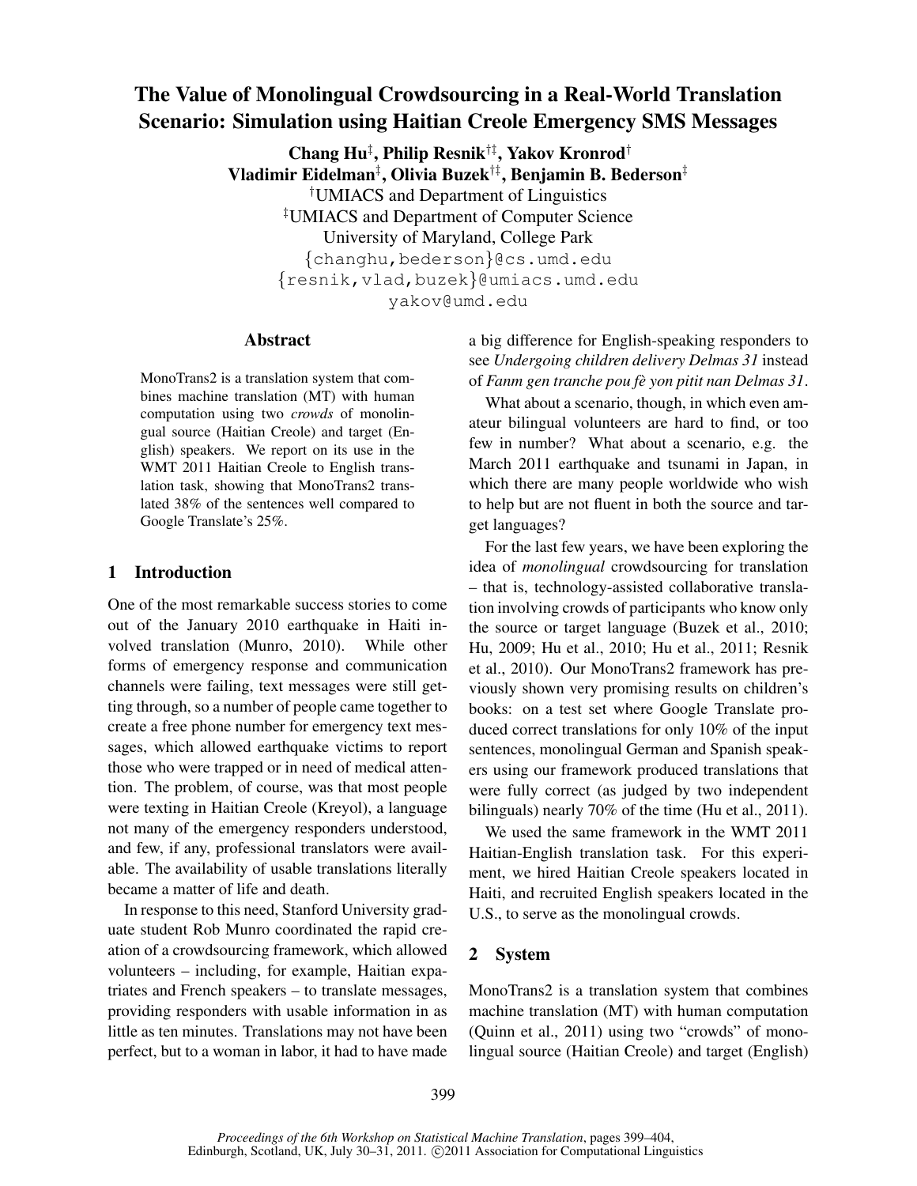// Fixes from review: added omitted ACL proceedings footer; reformatted affiliation markers (†, ‡) in bracketed form

# The Value of Monolingual Crowdsourcing in a Real-World Translation Scenario: Simulation using Haitian Creole Emergency SMS Messages

**Chang Hu[‡], Philip Resnik[†‡], Yakov Kronrod[†]**
**Vladimir Eidelman[‡], Olivia Buzek[†‡], Benjamin B. Bederson[‡]**

[†]UMIACS and Department of Linguistics
[‡]UMIACS and Department of Computer Science
University of Maryland, College Park
{changhu,bederson}@cs.umd.edu
{resnik,vlad,buzek}@umiacs.umd.edu
yakov@umd.edu

## Abstract

MonoTrans2 is a translation system that combines machine translation (MT) with human computation using two *crowds* of monolingual source (Haitian Creole) and target (English) speakers. We report on its use in the WMT 2011 Haitian Creole to English translation task, showing that MonoTrans2 translated 38% of the sentences well compared to Google Translate's 25%.

## 1 Introduction

One of the most remarkable success stories to come out of the January 2010 earthquake in Haiti involved translation (Munro, 2010). While other forms of emergency response and communication channels were failing, text messages were still getting through, so a number of people came together to create a free phone number for emergency text messages, which allowed earthquake victims to report those who were trapped or in need of medical attention. The problem, of course, was that most people were texting in Haitian Creole (Kreyol), a language not many of the emergency responders understood, and few, if any, professional translators were available. The availability of usable translations literally became a matter of life and death.

In response to this need, Stanford University graduate student Rob Munro coordinated the rapid creation of a crowdsourcing framework, which allowed volunteers – including, for example, Haitian expatriates and French speakers – to translate messages, providing responders with usable information in as little as ten minutes. Translations may not have been perfect, but to a woman in labor, it had to have made a big difference for English-speaking responders to see *Undergoing children delivery Delmas 31* instead of *Fanm gen tranche pou fè yon pitit nan Delmas 31*.

What about a scenario, though, in which even amateur bilingual volunteers are hard to find, or too few in number? What about a scenario, e.g. the March 2011 earthquake and tsunami in Japan, in which there are many people worldwide who wish to help but are not fluent in both the source and target languages?

For the last few years, we have been exploring the idea of *monolingual* crowdsourcing for translation – that is, technology-assisted collaborative translation involving crowds of participants who know only the source or target language (Buzek et al., 2010; Hu, 2009; Hu et al., 2010; Hu et al., 2011; Resnik et al., 2010). Our MonoTrans2 framework has previously shown very promising results on children's books: on a test set where Google Translate produced correct translations for only 10% of the input sentences, monolingual German and Spanish speakers using our framework produced translations that were fully correct (as judged by two independent bilinguals) nearly 70% of the time (Hu et al., 2011).

We used the same framework in the WMT 2011 Haitian-English translation task. For this experiment, we hired Haitian Creole speakers located in Haiti, and recruited English speakers located in the U.S., to serve as the monolingual crowds.

## 2 System

MonoTrans2 is a translation system that combines machine translation (MT) with human computation (Quinn et al., 2011) using two "crowds" of monolingual source (Haitian Creole) and target (English)

*Proceedings of the 6th Workshop on Statistical Machine Translation*, pages 399–404,
Edinburgh, Scotland, UK, July 30–31, 2011. ©2011 Association for Computational Linguistics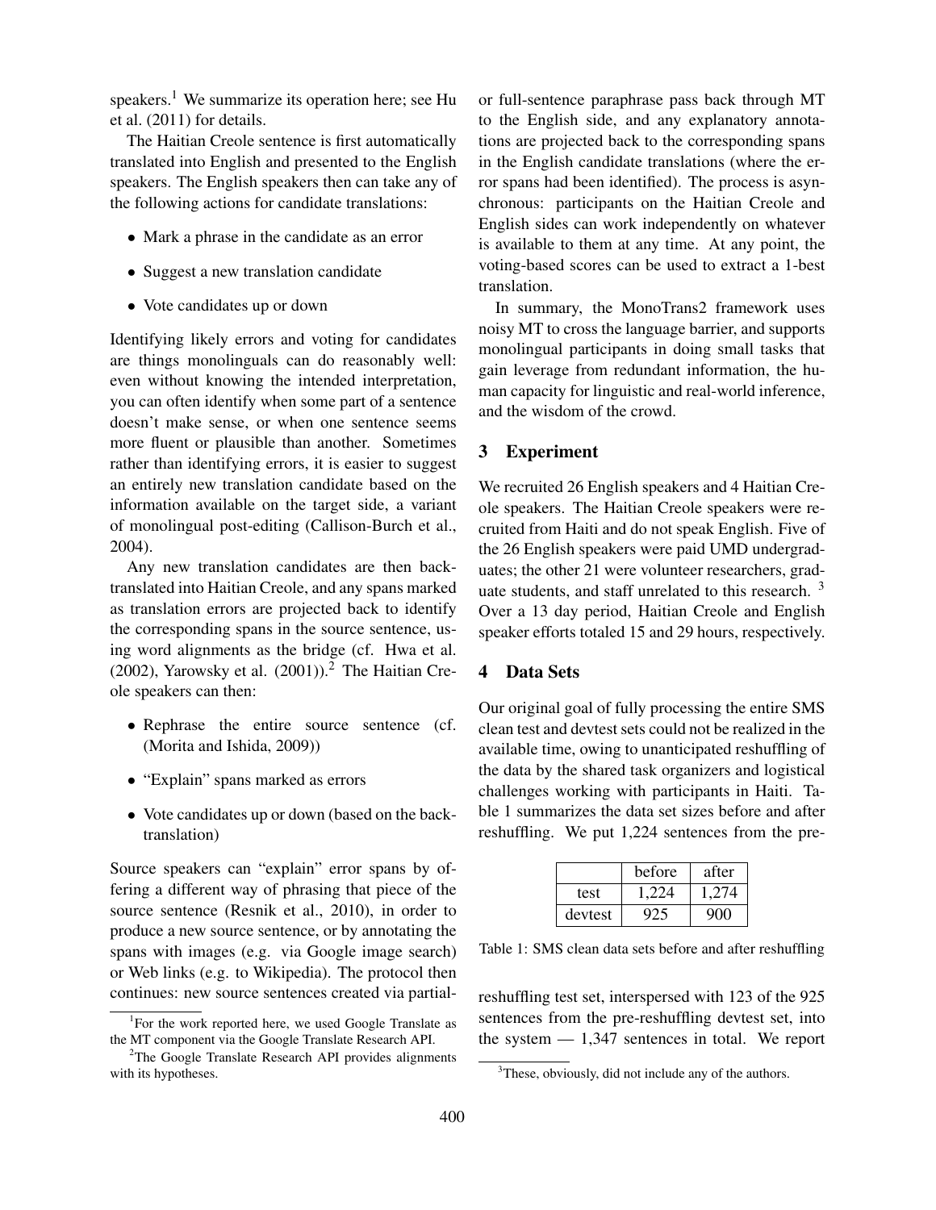speakers.[1] We summarize its operation here; see Hu et al. (2011) for details.

The Haitian Creole sentence is first automatically translated into English and presented to the English speakers. The English speakers then can take any of the following actions for candidate translations:

- Mark a phrase in the candidate as an error
- Suggest a new translation candidate
- Vote candidates up or down

Identifying likely errors and voting for candidates are things monolinguals can do reasonably well: even without knowing the intended interpretation, you can often identify when some part of a sentence doesn't make sense, or when one sentence seems more fluent or plausible than another. Sometimes rather than identifying errors, it is easier to suggest an entirely new translation candidate based on the information available on the target side, a variant of monolingual post-editing (Callison-Burch et al., 2004).

Any new translation candidates are then back-translated into Haitian Creole, and any spans marked as translation errors are projected back to identify the corresponding spans in the source sentence, using word alignments as the bridge (cf. Hwa et al. (2002), Yarowsky et al. (2001)).[2] The Haitian Creole speakers can then:

- Rephrase the entire source sentence (cf. (Morita and Ishida, 2009))
- "Explain" spans marked as errors
- Vote candidates up or down (based on the back-translation)

Source speakers can "explain" error spans by offering a different way of phrasing that piece of the source sentence (Resnik et al., 2010), in order to produce a new source sentence, or by annotating the spans with images (e.g. via Google image search) or Web links (e.g. to Wikipedia). The protocol then continues: new source sentences created via partial- or full-sentence paraphrase pass back through MT to the English side, and any explanatory annotations are projected back to the corresponding spans in the English candidate translations (where the error spans had been identified). The process is asynchronous: participants on the Haitian Creole and English sides can work independently on whatever is available to them at any time. At any point, the voting-based scores can be used to extract a 1-best translation.

In summary, the MonoTrans2 framework uses noisy MT to cross the language barrier, and supports monolingual participants in doing small tasks that gain leverage from redundant information, the human capacity for linguistic and real-world inference, and the wisdom of the crowd.

## 3 Experiment

We recruited 26 English speakers and 4 Haitian Creole speakers. The Haitian Creole speakers were recruited from Haiti and do not speak English. Five of the 26 English speakers were paid UMD undergraduates; the other 21 were volunteer researchers, graduate students, and staff unrelated to this research.[3] Over a 13 day period, Haitian Creole and English speaker efforts totaled 15 and 29 hours, respectively.

## 4 Data Sets

Our original goal of fully processing the entire SMS clean test and devtest sets could not be realized in the available time, owing to unanticipated reshuffling of the data by the shared task organizers and logistical challenges working with participants in Haiti. Table 1 summarizes the data set sizes before and after reshuffling. We put 1,224 sentences from the pre-reshuffling test set, interspersed with 123 of the 925 sentences from the pre-reshuffling devtest set, into the system — 1,347 sentences in total. We report

| | before | after |
|---|---|---|
| test | 1,224 | 1,274 |
| devtest | 925 | 900 |

Table 1: SMS clean data sets before and after reshuffling

[1] For the work reported here, we used Google Translate as the MT component via the Google Translate Research API.

[2] The Google Translate Research API provides alignments with its hypotheses.

[3] These, obviously, did not include any of the authors.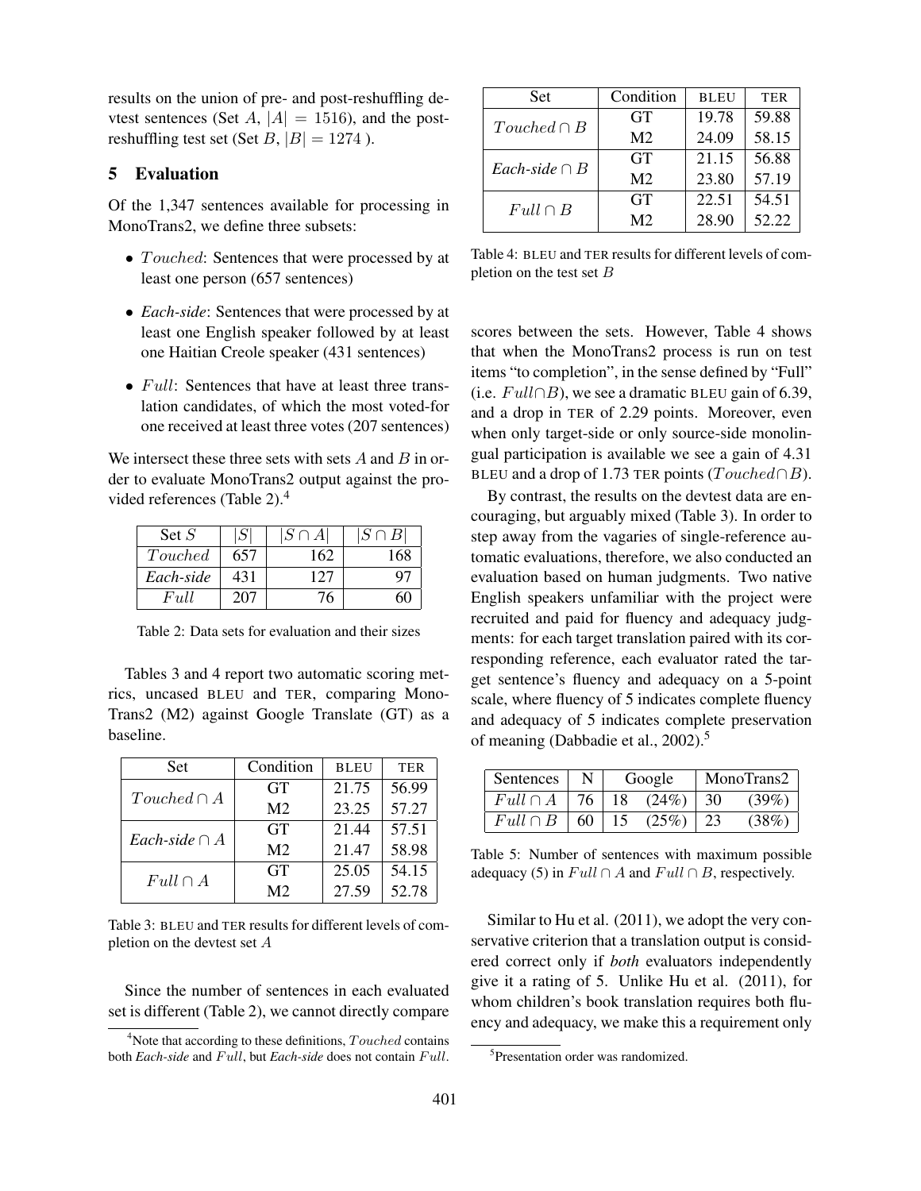results on the union of pre- and post-reshuffling devtest sentences (Set $A$, $|A| = 1516$), and the post-reshuffling test set (Set $B$, $|B| = 1274$ ).

## 5 Evaluation

Of the 1,347 sentences available for processing in MonoTrans2, we define three subsets:

- $Touched$: Sentences that were processed by at least one person (657 sentences)
- *Each-side*: Sentences that were processed by at least one English speaker followed by at least one Haitian Creole speaker (431 sentences)
- $Full$: Sentences that have at least three translation candidates, of which the most voted-for one received at least three votes (207 sentences)

We intersect these three sets with sets $A$ and $B$ in order to evaluate MonoTrans2 output against the provided references (Table 2).[4]

| Set $S$ | $\|S\|$ | $\|S \cap A\|$ | $\|S \cap B\|$ |
|---|---|---|---|
| $Touched$ | 657 | 162 | 168 |
| *Each-side* | 431 | 127 | 97 |
| $Full$ | 207 | 76 | 60 |

Table 2: Data sets for evaluation and their sizes

Tables 3 and 4 report two automatic scoring metrics, uncased BLEU and TER, comparing MonoTrans2 (M2) against Google Translate (GT) as a baseline.

| Set | Condition | BLEU | TER |
|---|---|---|---|
| $Touched \cap A$ | GT | 21.75 | 56.99 |
| | M2 | 23.25 | 57.27 |
| *Each-side* $\cap A$ | GT | 21.44 | 57.51 |
| | M2 | 21.47 | 58.98 |
| $Full \cap A$ | GT | 25.05 | 54.15 |
| | M2 | 27.59 | 52.78 |

Table 3: BLEU and TER results for different levels of completion on the devtest set $A$

Since the number of sentences in each evaluated set is different (Table 2), we cannot directly compare scores between the sets. However, Table 4 shows that when the MonoTrans2 process is run on test items "to completion", in the sense defined by "Full" (i.e. $Full \cap B$), we see a dramatic BLEU gain of 6.39, and a drop in TER of 2.29 points. Moreover, even when only target-side or only source-side monolingual participation is available we see a gain of 4.31 BLEU and a drop of 1.73 TER points ($Touched \cap B$).

| Set | Condition | BLEU | TER |
|---|---|---|---|
| $Touched \cap B$ | GT | 19.78 | 59.88 |
| | M2 | 24.09 | 58.15 |
| *Each-side* $\cap B$ | GT | 21.15 | 56.88 |
| | M2 | 23.80 | 57.19 |
| $Full \cap B$ | GT | 22.51 | 54.51 |
| | M2 | 28.90 | 52.22 |

Table 4: BLEU and TER results for different levels of completion on the test set $B$

By contrast, the results on the devtest data are encouraging, but arguably mixed (Table 3). In order to step away from the vagaries of single-reference automatic evaluations, therefore, we also conducted an evaluation based on human judgments. Two native English speakers unfamiliar with the project were recruited and paid for fluency and adequacy judgments: for each target translation paired with its corresponding reference, each evaluator rated the target sentence's fluency and adequacy on a 5-point scale, where fluency of 5 indicates complete fluency and adequacy of 5 indicates complete preservation of meaning (Dabbadie et al., 2002).[5]

| Sentences | N | Google | | MonoTrans2 | |
|---|---|---|---|---|---|
| $Full \cap A$ | 76 | 18 | (24%) | 30 | (39%) |
| $Full \cap B$ | 60 | 15 | (25%) | 23 | (38%) |

Table 5: Number of sentences with maximum possible adequacy (5) in $Full \cap A$ and $Full \cap B$, respectively.

Similar to Hu et al. (2011), we adopt the very conservative criterion that a translation output is considered correct only if *both* evaluators independently give it a rating of 5. Unlike Hu et al. (2011), for whom children's book translation requires both fluency and adequacy, we make this a requirement only

[4] Note that according to these definitions, $Touched$ contains both *Each-side* and $Full$, but *Each-side* does not contain $Full$.

[5] Presentation order was randomized.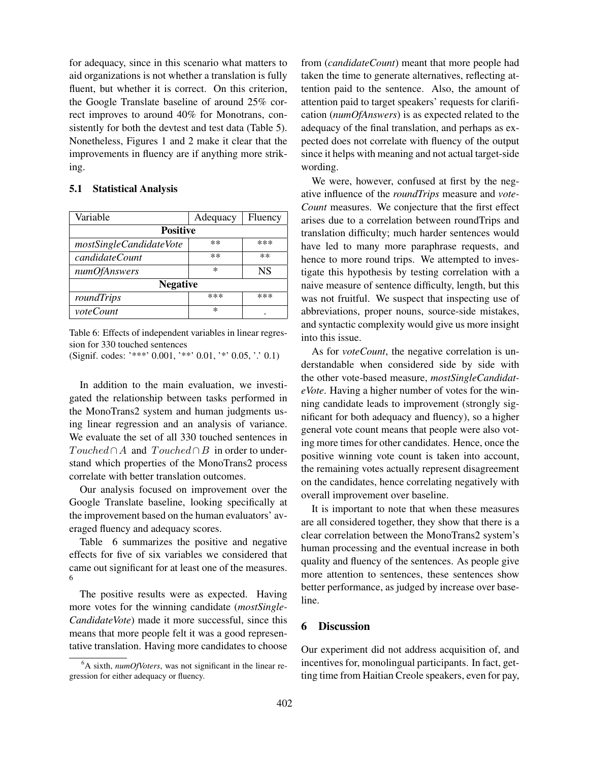for adequacy, since in this scenario what matters to aid organizations is not whether a translation is fully fluent, but whether it is correct. On this criterion, the Google Translate baseline of around 25% correct improves to around 40% for Monotrans, consistently for both the devtest and test data (Table 5). Nonetheless, Figures 1 and 2 make it clear that the improvements in fluency are if anything more striking.

### 5.1 Statistical Analysis

| Variable | Adequacy | Fluency |
|---|---|---|
| **Positive** | | |
| *mostSingleCandidateVote* | ** | *** |
| *candidateCount* | ** | ** |
| *numOfAnswers* | * | NS |
| **Negative** | | |
| *roundTrips* | *** | *** |
| *voteCount* | * | . |

Table 6: Effects of independent variables in linear regression for 330 touched sentences
(Signif. codes: '***' 0.001, '**' 0.01, '*' 0.05, '.' 0.1)

In addition to the main evaluation, we investigated the relationship between tasks performed in the MonoTrans2 system and human judgments using linear regression and an analysis of variance. We evaluate the set of all 330 touched sentences in $Touched \cap A$ and $Touched \cap B$ in order to understand which properties of the MonoTrans2 process correlate with better translation outcomes.

Our analysis focused on improvement over the Google Translate baseline, looking specifically at the improvement based on the human evaluators' averaged fluency and adequacy scores.

Table 6 summarizes the positive and negative effects for five of six variables we considered that came out significant for at least one of the measures.[6]

The positive results were as expected. Having more votes for the winning candidate (*mostSingleCandidateVote*) made it more successful, since this means that more people felt it was a good representative translation. Having more candidates to choose from (*candidateCount*) meant that more people had taken the time to generate alternatives, reflecting attention paid to the sentence. Also, the amount of attention paid to target speakers' requests for clarification (*numOfAnswers*) is as expected related to the adequacy of the final translation, and perhaps as expected does not correlate with fluency of the output since it helps with meaning and not actual target-side wording.

We were, however, confused at first by the negative influence of the *roundTrips* measure and *voteCount* measures. We conjecture that the first effect arises due to a correlation between roundTrips and translation difficulty; much harder sentences would have led to many more paraphrase requests, and hence to more round trips. We attempted to investigate this hypothesis by testing correlation with a naive measure of sentence difficulty, length, but this was not fruitful. We suspect that inspecting use of abbreviations, proper nouns, source-side mistakes, and syntactic complexity would give us more insight into this issue.

As for *voteCount*, the negative correlation is understandable when considered side by side with the other vote-based measure, *mostSingleCandidateVote*. Having a higher number of votes for the winning candidate leads to improvement (strongly significant for both adequacy and fluency), so a higher general vote count means that people were also voting more times for other candidates. Hence, once the positive winning vote count is taken into account, the remaining votes actually represent disagreement on the candidates, hence correlating negatively with overall improvement over baseline.

It is important to note that when these measures are all considered together, they show that there is a clear correlation between the MonoTrans2 system's human processing and the eventual increase in both quality and fluency of the sentences. As people give more attention to sentences, these sentences show better performance, as judged by increase over baseline.

## 6 Discussion

Our experiment did not address acquisition of, and incentives for, monolingual participants. In fact, getting time from Haitian Creole speakers, even for pay,

[6] A sixth, *numOfVoters*, was not significant in the linear regression for either adequacy or fluency.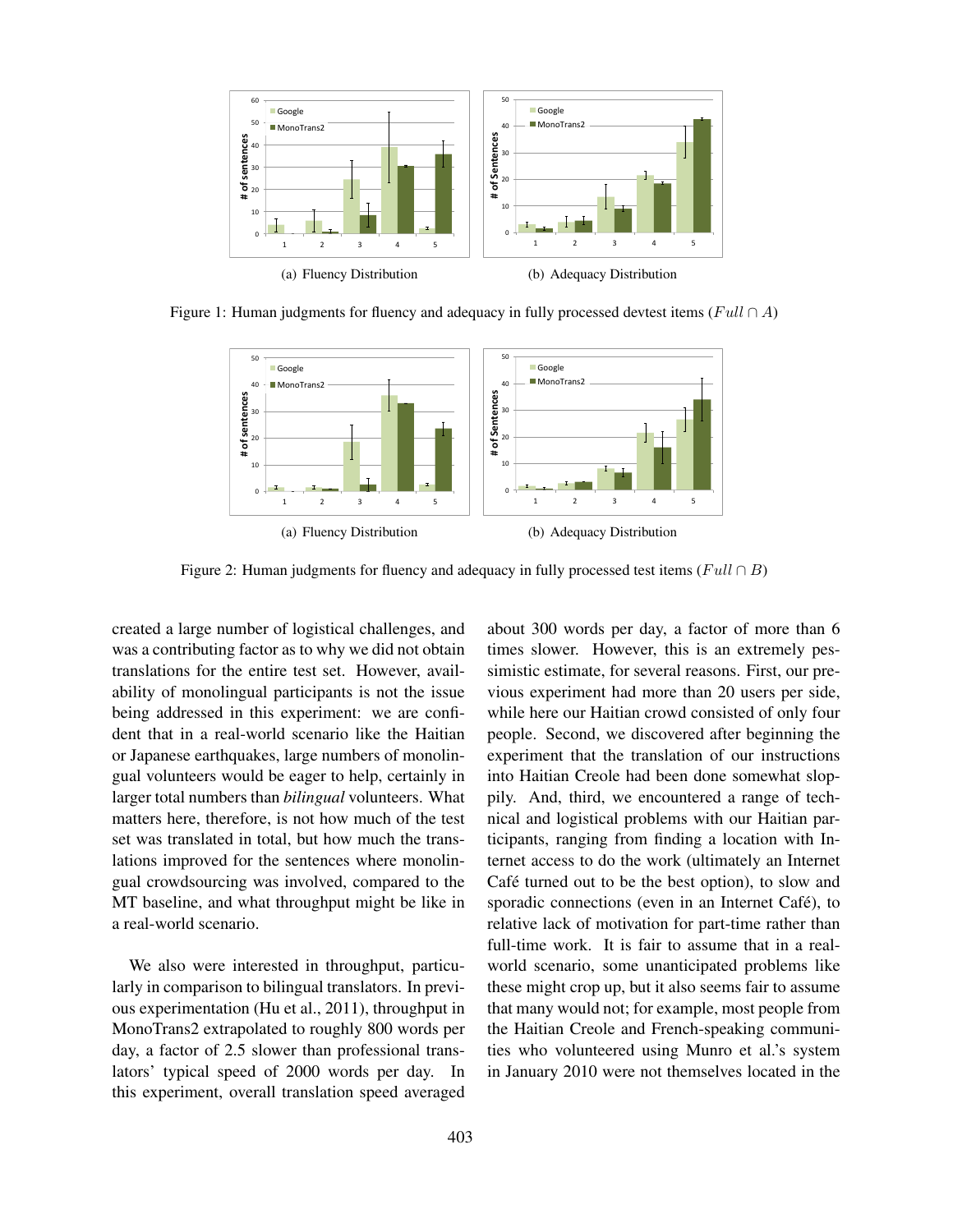(a) Fluency Distribution

(b) Adequacy Distribution

Figure 1: Human judgments for fluency and adequacy in fully processed devtest items ($Full \cap A$)

(a) Fluency Distribution

(b) Adequacy Distribution

Figure 2: Human judgments for fluency and adequacy in fully processed test items ($Full \cap B$)

created a large number of logistical challenges, and was a contributing factor as to why we did not obtain translations for the entire test set. However, availability of monolingual participants is not the issue being addressed in this experiment: we are confident that in a real-world scenario like the Haitian or Japanese earthquakes, large numbers of monolingual volunteers would be eager to help, certainly in larger total numbers than *bilingual* volunteers. What matters here, therefore, is not how much of the test set was translated in total, but how much the translations improved for the sentences where monolingual crowdsourcing was involved, compared to the MT baseline, and what throughput might be like in a real-world scenario.

We also were interested in throughput, particularly in comparison to bilingual translators. In previous experimentation (Hu et al., 2011), throughput in MonoTrans2 extrapolated to roughly 800 words per day, a factor of 2.5 slower than professional translators' typical speed of 2000 words per day. In this experiment, overall translation speed averaged about 300 words per day, a factor of more than 6 times slower. However, this is an extremely pessimistic estimate, for several reasons. First, our previous experiment had more than 20 users per side, while here our Haitian crowd consisted of only four people. Second, we discovered after beginning the experiment that the translation of our instructions into Haitian Creole had been done somewhat sloppily. And, third, we encountered a range of technical and logistical problems with our Haitian participants, ranging from finding a location with Internet access to do the work (ultimately an Internet Café turned out to be the best option), to slow and sporadic connections (even in an Internet Café), to relative lack of motivation for part-time rather than full-time work. It is fair to assume that in a real-world scenario, some unanticipated problems like these might crop up, but it also seems fair to assume that many would not; for example, most people from the Haitian Creole and French-speaking communities who volunteered using Munro et al.'s system in January 2010 were not themselves located in the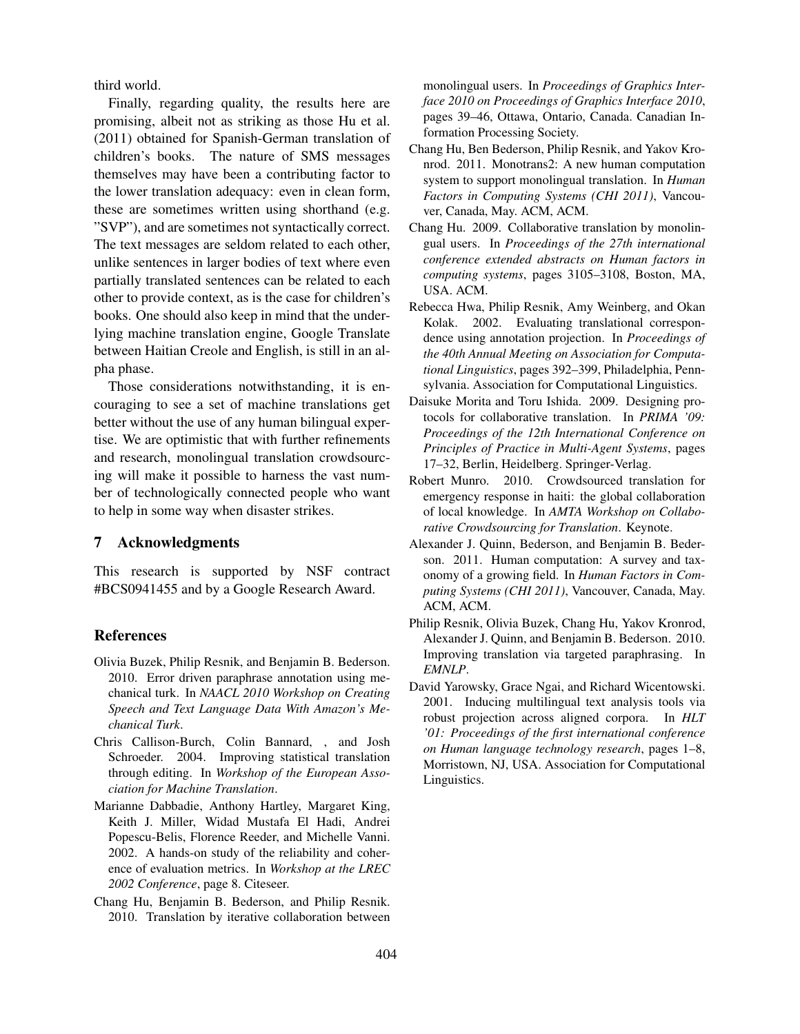third world.

Finally, regarding quality, the results here are promising, albeit not as striking as those Hu et al. (2011) obtained for Spanish-German translation of children's books. The nature of SMS messages themselves may have been a contributing factor to the lower translation adequacy: even in clean form, these are sometimes written using shorthand (e.g. "SVP"), and are sometimes not syntactically correct. The text messages are seldom related to each other, unlike sentences in larger bodies of text where even partially translated sentences can be related to each other to provide context, as is the case for children's books. One should also keep in mind that the underlying machine translation engine, Google Translate between Haitian Creole and English, is still in an alpha phase.

Those considerations notwithstanding, it is encouraging to see a set of machine translations get better without the use of any human bilingual expertise. We are optimistic that with further refinements and research, monolingual translation crowdsourcing will make it possible to harness the vast number of technologically connected people who want to help in some way when disaster strikes.

## 7 Acknowledgments

This research is supported by NSF contract #BCS0941455 and by a Google Research Award.

## References

Olivia Buzek, Philip Resnik, and Benjamin B. Bederson. 2010. Error driven paraphrase annotation using mechanical turk. In *NAACL 2010 Workshop on Creating Speech and Text Language Data With Amazon's Mechanical Turk*.

Chris Callison-Burch, Colin Bannard, , and Josh Schroeder. 2004. Improving statistical translation through editing. In *Workshop of the European Association for Machine Translation*.

Marianne Dabbadie, Anthony Hartley, Margaret King, Keith J. Miller, Widad Mustafa El Hadi, Andrei Popescu-Belis, Florence Reeder, and Michelle Vanni. 2002. A hands-on study of the reliability and coherence of evaluation metrics. In *Workshop at the LREC 2002 Conference*, page 8. Citeseer.

Chang Hu, Benjamin B. Bederson, and Philip Resnik. 2010. Translation by iterative collaboration between monolingual users. In *Proceedings of Graphics Interface 2010 on Proceedings of Graphics Interface 2010*, pages 39–46, Ottawa, Ontario, Canada. Canadian Information Processing Society.

Chang Hu, Ben Bederson, Philip Resnik, and Yakov Kronrod. 2011. Monotrans2: A new human computation system to support monolingual translation. In *Human Factors in Computing Systems (CHI 2011)*, Vancouver, Canada, May. ACM, ACM.

Chang Hu. 2009. Collaborative translation by monolingual users. In *Proceedings of the 27th international conference extended abstracts on Human factors in computing systems*, pages 3105–3108, Boston, MA, USA. ACM.

Rebecca Hwa, Philip Resnik, Amy Weinberg, and Okan Kolak. 2002. Evaluating translational correspondence using annotation projection. In *Proceedings of the 40th Annual Meeting on Association for Computational Linguistics*, pages 392–399, Philadelphia, Pennsylvania. Association for Computational Linguistics.

Daisuke Morita and Toru Ishida. 2009. Designing protocols for collaborative translation. In *PRIMA '09: Proceedings of the 12th International Conference on Principles of Practice in Multi-Agent Systems*, pages 17–32, Berlin, Heidelberg. Springer-Verlag.

Robert Munro. 2010. Crowdsourced translation for emergency response in haiti: the global collaboration of local knowledge. In *AMTA Workshop on Collaborative Crowdsourcing for Translation*. Keynote.

Alexander J. Quinn, Bederson, and Benjamin B. Bederson. 2011. Human computation: A survey and taxonomy of a growing field. In *Human Factors in Computing Systems (CHI 2011)*, Vancouver, Canada, May. ACM, ACM.

Philip Resnik, Olivia Buzek, Chang Hu, Yakov Kronrod, Alexander J. Quinn, and Benjamin B. Bederson. 2010. Improving translation via targeted paraphrasing. In *EMNLP*.

David Yarowsky, Grace Ngai, and Richard Wicentowski. 2001. Inducing multilingual text analysis tools via robust projection across aligned corpora. In *HLT '01: Proceedings of the first international conference on Human language technology research*, pages 1–8, Morristown, NJ, USA. Association for Computational Linguistics.